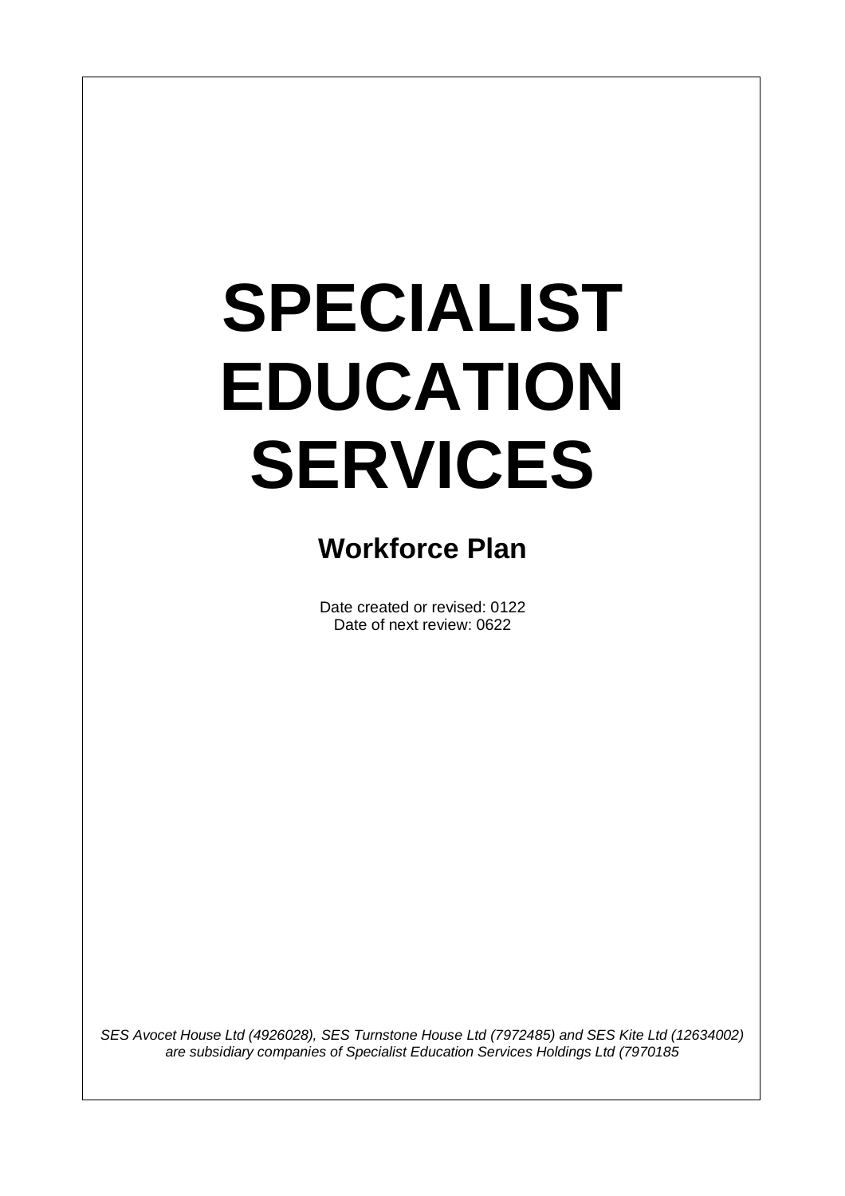# SPECIALIST EDUCATION SERVICES

## Workforce Plan

Date created or revised: 0122
Date of next review: 0622

*SES Avocet House Ltd (4926028), SES Turnstone House Ltd (7972485) and SES Kite Ltd (12634002) are subsidiary companies of Specialist Education Services Holdings Ltd (7970185*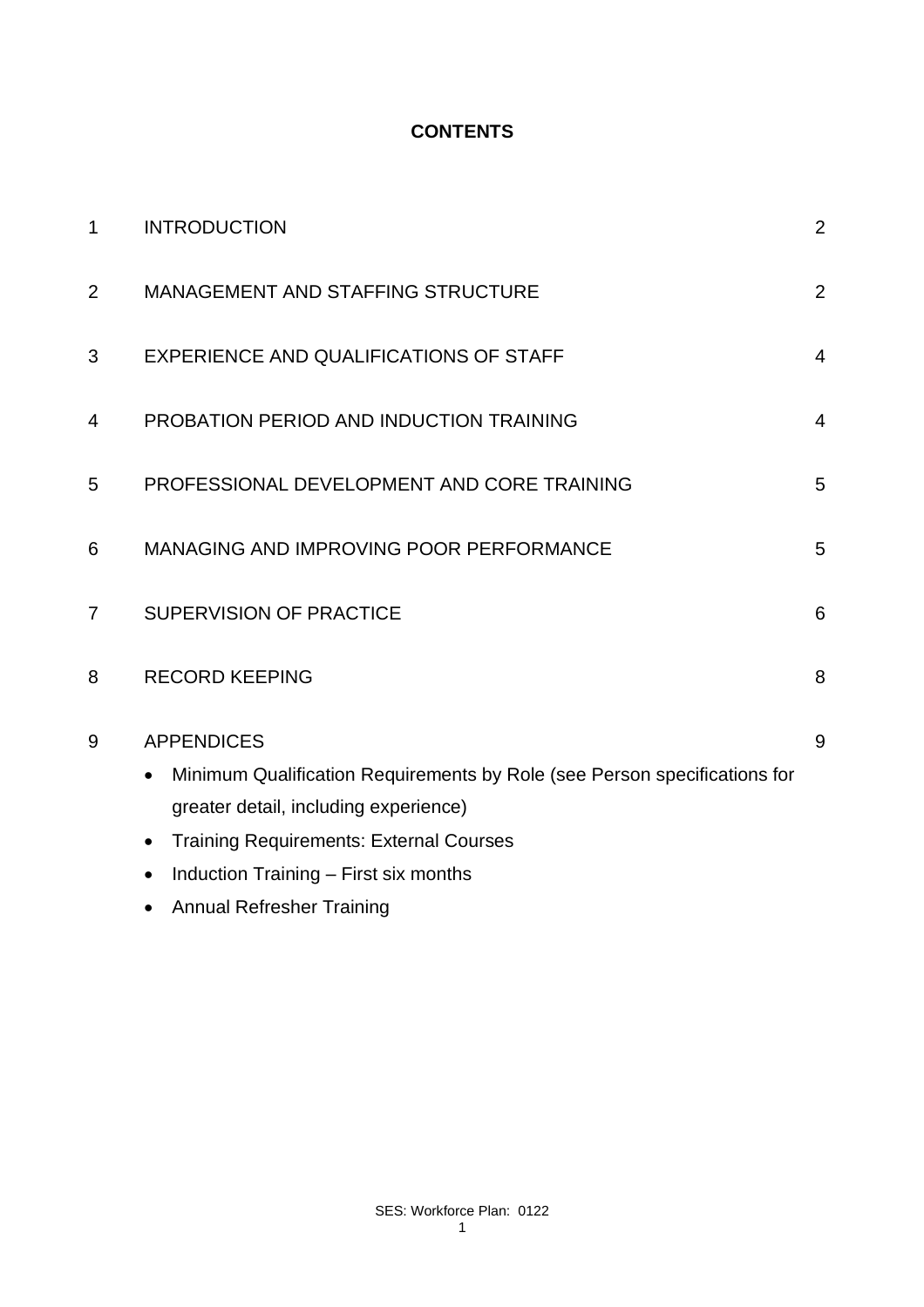**CONTENTS**

| | | |
|---|---|---|
| 1 | INTRODUCTION | 2 |
| 2 | MANAGEMENT AND STAFFING STRUCTURE | 2 |
| 3 | EXPERIENCE AND QUALIFICATIONS OF STAFF | 4 |
| 4 | PROBATION PERIOD AND INDUCTION TRAINING | 4 |
| 5 | PROFESSIONAL DEVELOPMENT AND CORE TRAINING | 5 |
| 6 | MANAGING AND IMPROVING POOR PERFORMANCE | 5 |
| 7 | SUPERVISION OF PRACTICE | 6 |
| 8 | RECORD KEEPING | 8 |
| 9 | APPENDICES | 9 |

- Minimum Qualification Requirements by Role (see Person specifications for greater detail, including experience)
- Training Requirements: External Courses
- Induction Training – First six months
- Annual Refresher Training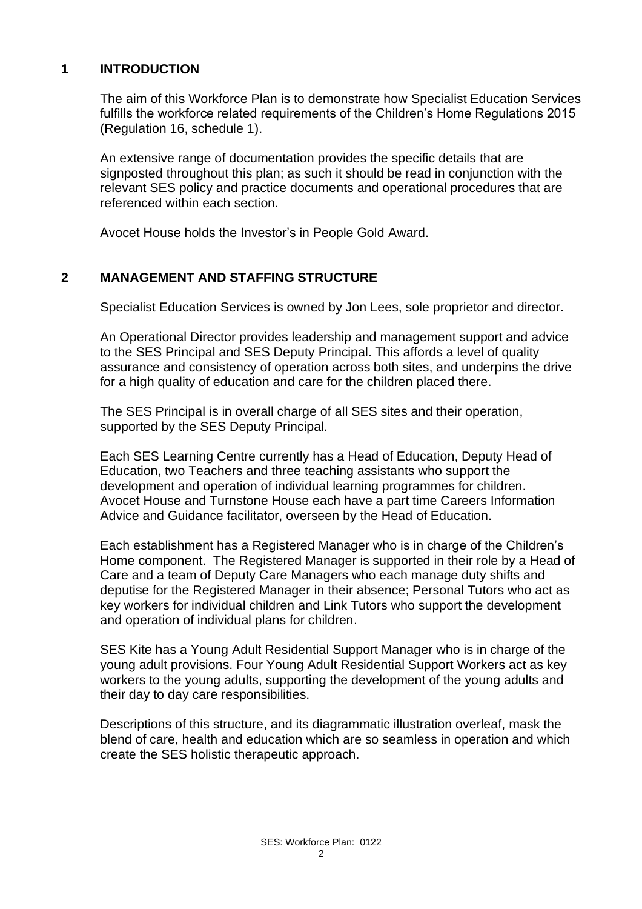## 1 INTRODUCTION

The aim of this Workforce Plan is to demonstrate how Specialist Education Services fulfills the workforce related requirements of the Children's Home Regulations 2015 (Regulation 16, schedule 1).

An extensive range of documentation provides the specific details that are signposted throughout this plan; as such it should be read in conjunction with the relevant SES policy and practice documents and operational procedures that are referenced within each section.

Avocet House holds the Investor's in People Gold Award.

## 2 MANAGEMENT AND STAFFING STRUCTURE

Specialist Education Services is owned by Jon Lees, sole proprietor and director.

An Operational Director provides leadership and management support and advice to the SES Principal and SES Deputy Principal. This affords a level of quality assurance and consistency of operation across both sites, and underpins the drive for a high quality of education and care for the children placed there.

The SES Principal is in overall charge of all SES sites and their operation, supported by the SES Deputy Principal.

Each SES Learning Centre currently has a Head of Education, Deputy Head of Education, two Teachers and three teaching assistants who support the development and operation of individual learning programmes for children. Avocet House and Turnstone House each have a part time Careers Information Advice and Guidance facilitator, overseen by the Head of Education.

Each establishment has a Registered Manager who is in charge of the Children's Home component. The Registered Manager is supported in their role by a Head of Care and a team of Deputy Care Managers who each manage duty shifts and deputise for the Registered Manager in their absence; Personal Tutors who act as key workers for individual children and Link Tutors who support the development and operation of individual plans for children.

SES Kite has a Young Adult Residential Support Manager who is in charge of the young adult provisions. Four Young Adult Residential Support Workers act as key workers to the young adults, supporting the development of the young adults and their day to day care responsibilities.

Descriptions of this structure, and its diagrammatic illustration overleaf, mask the blend of care, health and education which are so seamless in operation and which create the SES holistic therapeutic approach.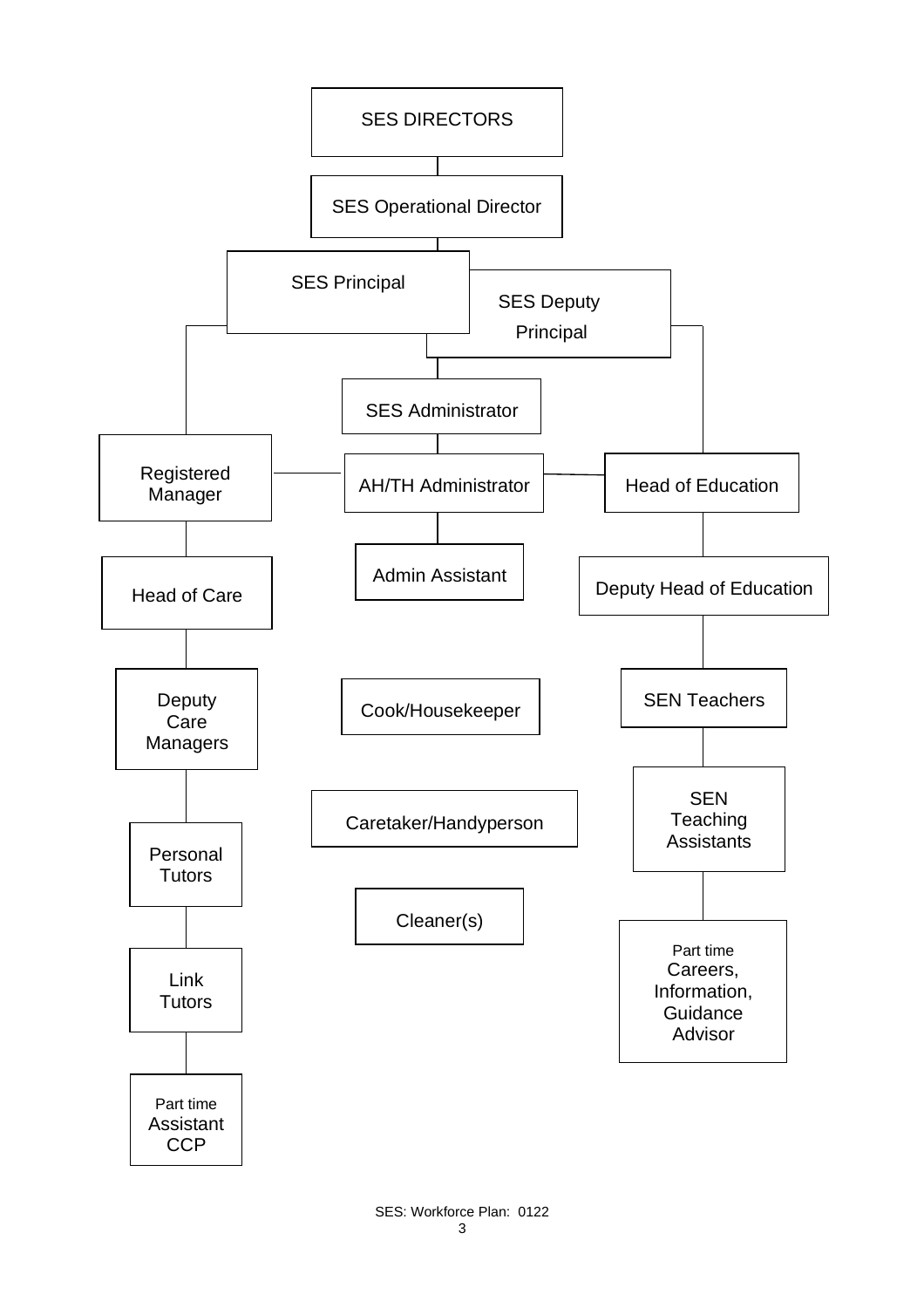SES DIRECTORS

SES Operational Director

SES Principal

SES Deputy Principal

SES Administrator

Registered Manager

AH/TH Administrator

Head of Education

Admin Assistant

Head of Care

Deputy Head of Education

Deputy Care Managers

Cook/Housekeeper

SEN Teachers

SEN Teaching Assistants

Caretaker/Handyperson

Personal Tutors

Cleaner(s)

Part time Careers, Information, Guidance Advisor

Link Tutors

Part time Assistant CCP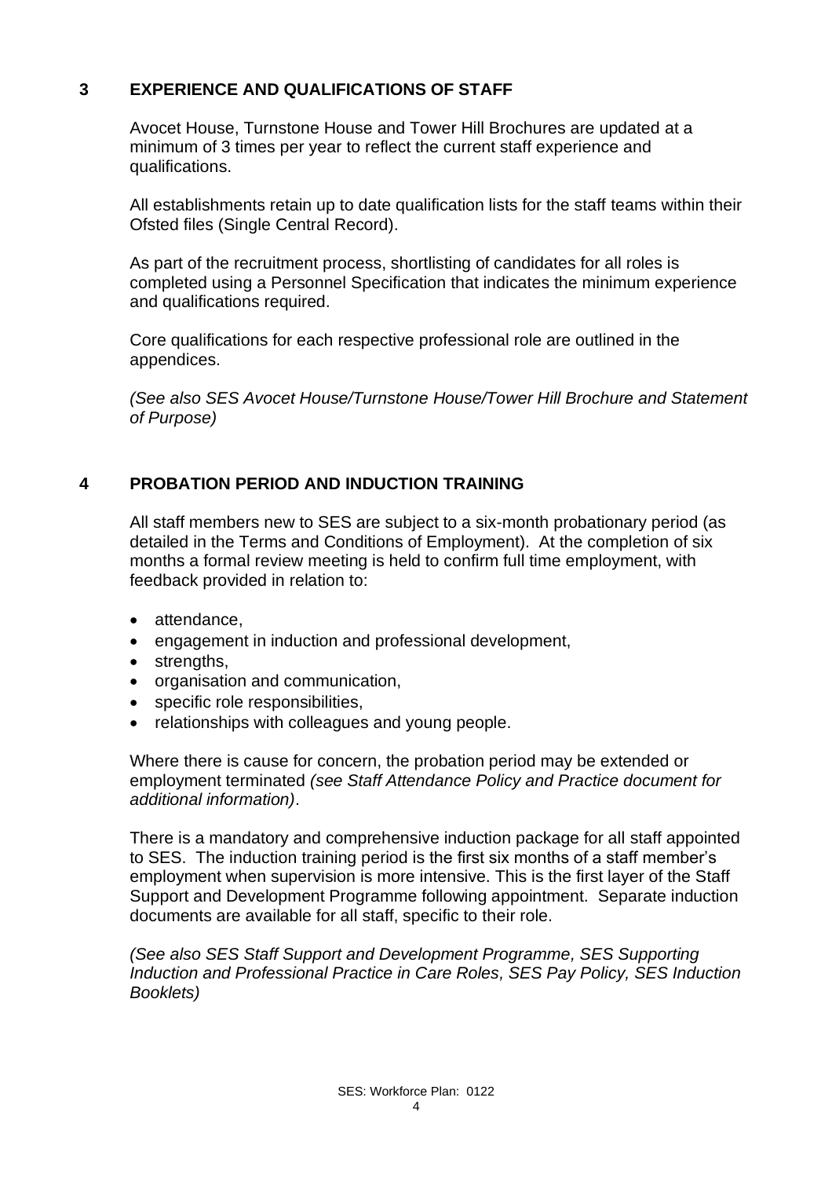## 3 EXPERIENCE AND QUALIFICATIONS OF STAFF

Avocet House, Turnstone House and Tower Hill Brochures are updated at a minimum of 3 times per year to reflect the current staff experience and qualifications.

All establishments retain up to date qualification lists for the staff teams within their Ofsted files (Single Central Record).

As part of the recruitment process, shortlisting of candidates for all roles is completed using a Personnel Specification that indicates the minimum experience and qualifications required.

Core qualifications for each respective professional role are outlined in the appendices.

*(See also SES Avocet House/Turnstone House/Tower Hill Brochure and Statement of Purpose)*

## 4 PROBATION PERIOD AND INDUCTION TRAINING

All staff members new to SES are subject to a six-month probationary period (as detailed in the Terms and Conditions of Employment). At the completion of six months a formal review meeting is held to confirm full time employment, with feedback provided in relation to:

- attendance,
- engagement in induction and professional development,
- strengths,
- organisation and communication,
- specific role responsibilities,
- relationships with colleagues and young people.

Where there is cause for concern, the probation period may be extended or employment terminated *(see Staff Attendance Policy and Practice document for additional information)*.

There is a mandatory and comprehensive induction package for all staff appointed to SES. The induction training period is the first six months of a staff member's employment when supervision is more intensive. This is the first layer of the Staff Support and Development Programme following appointment. Separate induction documents are available for all staff, specific to their role.

*(See also SES Staff Support and Development Programme, SES Supporting Induction and Professional Practice in Care Roles, SES Pay Policy, SES Induction Booklets)*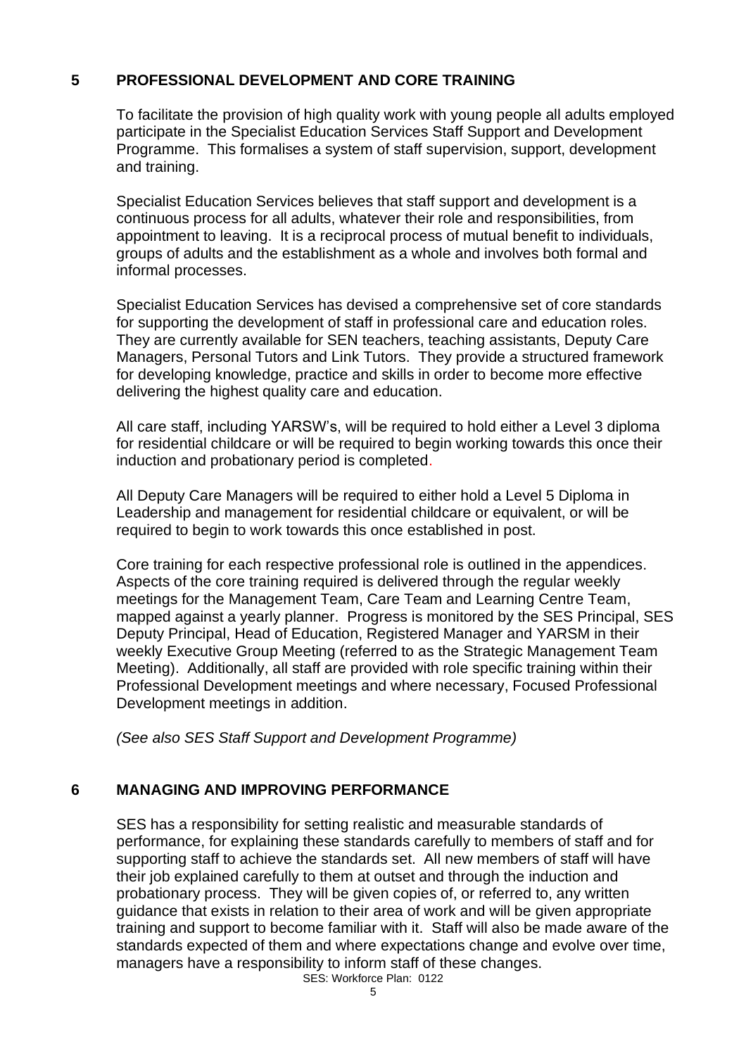## 5 PROFESSIONAL DEVELOPMENT AND CORE TRAINING

To facilitate the provision of high quality work with young people all adults employed participate in the Specialist Education Services Staff Support and Development Programme. This formalises a system of staff supervision, support, development and training.

Specialist Education Services believes that staff support and development is a continuous process for all adults, whatever their role and responsibilities, from appointment to leaving. It is a reciprocal process of mutual benefit to individuals, groups of adults and the establishment as a whole and involves both formal and informal processes.

Specialist Education Services has devised a comprehensive set of core standards for supporting the development of staff in professional care and education roles. They are currently available for SEN teachers, teaching assistants, Deputy Care Managers, Personal Tutors and Link Tutors. They provide a structured framework for developing knowledge, practice and skills in order to become more effective delivering the highest quality care and education.

All care staff, including YARSW's, will be required to hold either a Level 3 diploma for residential childcare or will be required to begin working towards this once their induction and probationary period is completed.

All Deputy Care Managers will be required to either hold a Level 5 Diploma in Leadership and management for residential childcare or equivalent, or will be required to begin to work towards this once established in post.

Core training for each respective professional role is outlined in the appendices. Aspects of the core training required is delivered through the regular weekly meetings for the Management Team, Care Team and Learning Centre Team, mapped against a yearly planner. Progress is monitored by the SES Principal, SES Deputy Principal, Head of Education, Registered Manager and YARSM in their weekly Executive Group Meeting (referred to as the Strategic Management Team Meeting). Additionally, all staff are provided with role specific training within their Professional Development meetings and where necessary, Focused Professional Development meetings in addition.

*(See also SES Staff Support and Development Programme)*

## 6 MANAGING AND IMPROVING PERFORMANCE

SES has a responsibility for setting realistic and measurable standards of performance, for explaining these standards carefully to members of staff and for supporting staff to achieve the standards set. All new members of staff will have their job explained carefully to them at outset and through the induction and probationary process. They will be given copies of, or referred to, any written guidance that exists in relation to their area of work and will be given appropriate training and support to become familiar with it. Staff will also be made aware of the standards expected of them and where expectations change and evolve over time, managers have a responsibility to inform staff of these changes.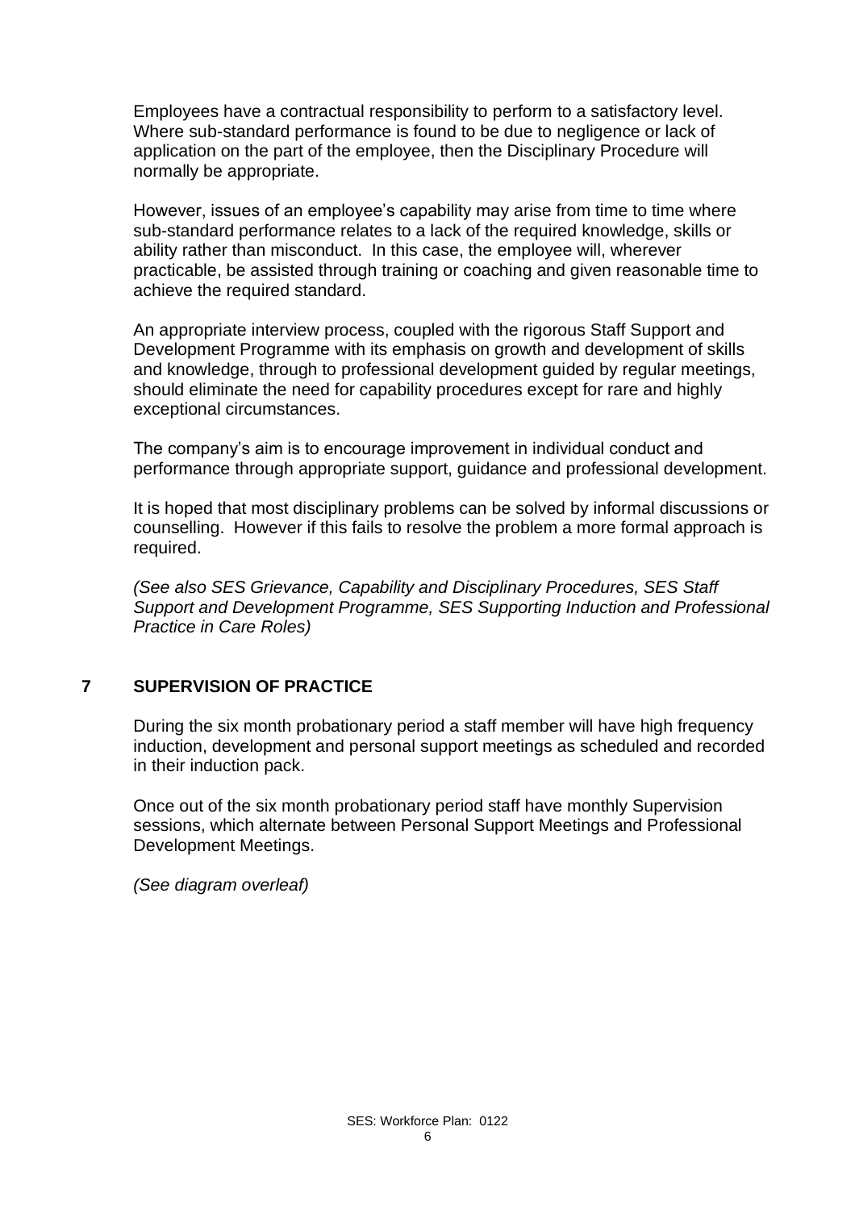Employees have a contractual responsibility to perform to a satisfactory level. Where sub-standard performance is found to be due to negligence or lack of application on the part of the employee, then the Disciplinary Procedure will normally be appropriate.

However, issues of an employee's capability may arise from time to time where sub-standard performance relates to a lack of the required knowledge, skills or ability rather than misconduct. In this case, the employee will, wherever practicable, be assisted through training or coaching and given reasonable time to achieve the required standard.

An appropriate interview process, coupled with the rigorous Staff Support and Development Programme with its emphasis on growth and development of skills and knowledge, through to professional development guided by regular meetings, should eliminate the need for capability procedures except for rare and highly exceptional circumstances.

The company's aim is to encourage improvement in individual conduct and performance through appropriate support, guidance and professional development.

It is hoped that most disciplinary problems can be solved by informal discussions or counselling. However if this fails to resolve the problem a more formal approach is required.

*(See also SES Grievance, Capability and Disciplinary Procedures, SES Staff Support and Development Programme, SES Supporting Induction and Professional Practice in Care Roles)*

## 7 SUPERVISION OF PRACTICE

During the six month probationary period a staff member will have high frequency induction, development and personal support meetings as scheduled and recorded in their induction pack.

Once out of the six month probationary period staff have monthly Supervision sessions, which alternate between Personal Support Meetings and Professional Development Meetings.

*(See diagram overleaf)*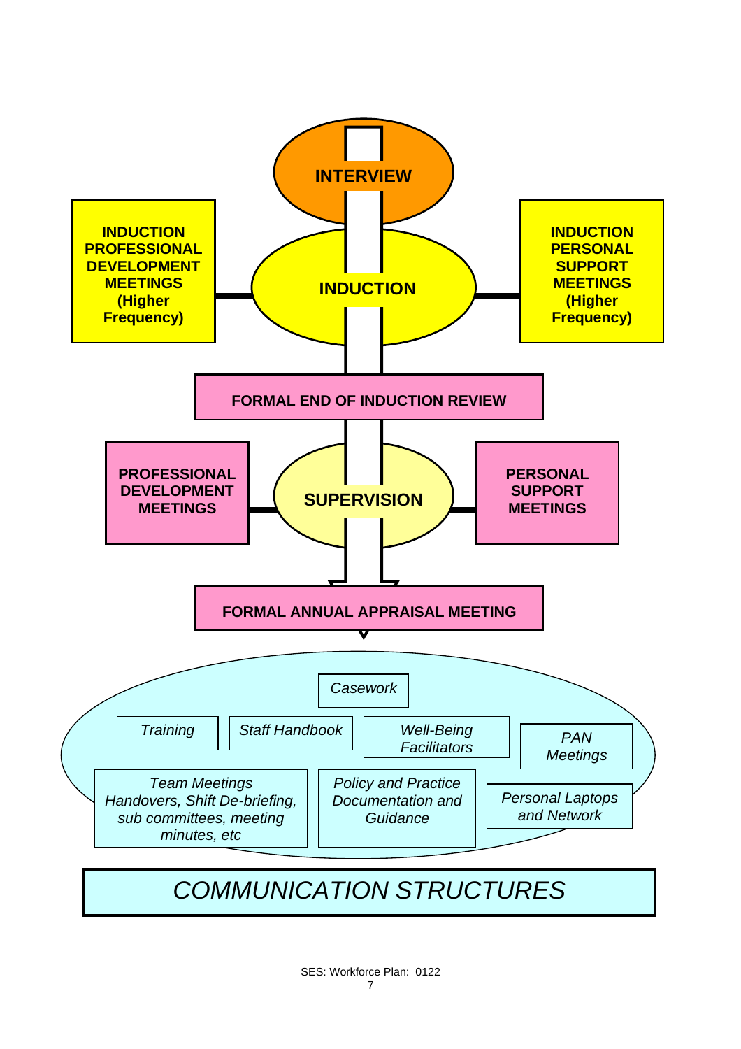**INTERVIEW**

**INDUCTION PROFESSIONAL DEVELOPMENT MEETINGS (Higher Frequency)**

**INDUCTION**

**INDUCTION PERSONAL SUPPORT MEETINGS (Higher Frequency)**

**FORMAL END OF INDUCTION REVIEW**

**PROFESSIONAL DEVELOPMENT MEETINGS**

**SUPERVISION**

**PERSONAL SUPPORT MEETINGS**

**FORMAL ANNUAL APPRAISAL MEETING**

*Casework*

*Training*

*Staff Handbook*

*Well-Being Facilitators*

*PAN Meetings*

*Team Meetings Handovers, Shift De-briefing, sub committees, meeting minutes, etc*

*Policy and Practice Documentation and Guidance*

*Personal Laptops and Network*

*COMMUNICATION STRUCTURES*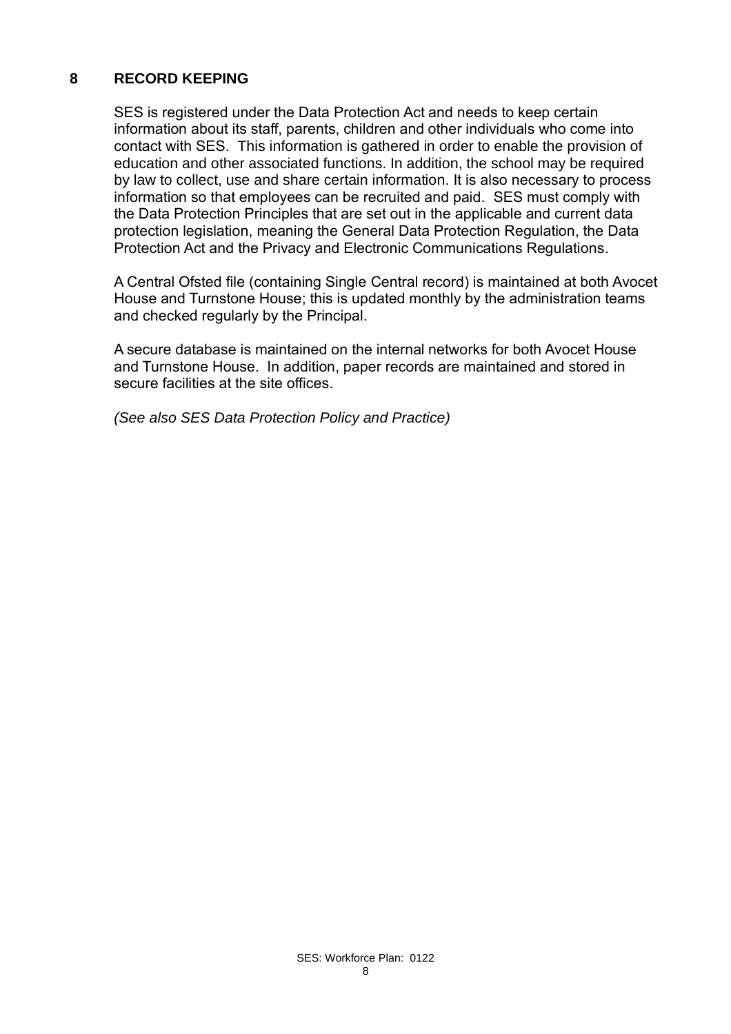## 8 RECORD KEEPING

SES is registered under the Data Protection Act and needs to keep certain information about its staff, parents, children and other individuals who come into contact with SES. This information is gathered in order to enable the provision of education and other associated functions. In addition, the school may be required by law to collect, use and share certain information. It is also necessary to process information so that employees can be recruited and paid. SES must comply with the Data Protection Principles that are set out in the applicable and current data protection legislation, meaning the General Data Protection Regulation, the Data Protection Act and the Privacy and Electronic Communications Regulations.

A Central Ofsted file (containing Single Central record) is maintained at both Avocet House and Turnstone House; this is updated monthly by the administration teams and checked regularly by the Principal.

A secure database is maintained on the internal networks for both Avocet House and Turnstone House. In addition, paper records are maintained and stored in secure facilities at the site offices.

*(See also SES Data Protection Policy and Practice)*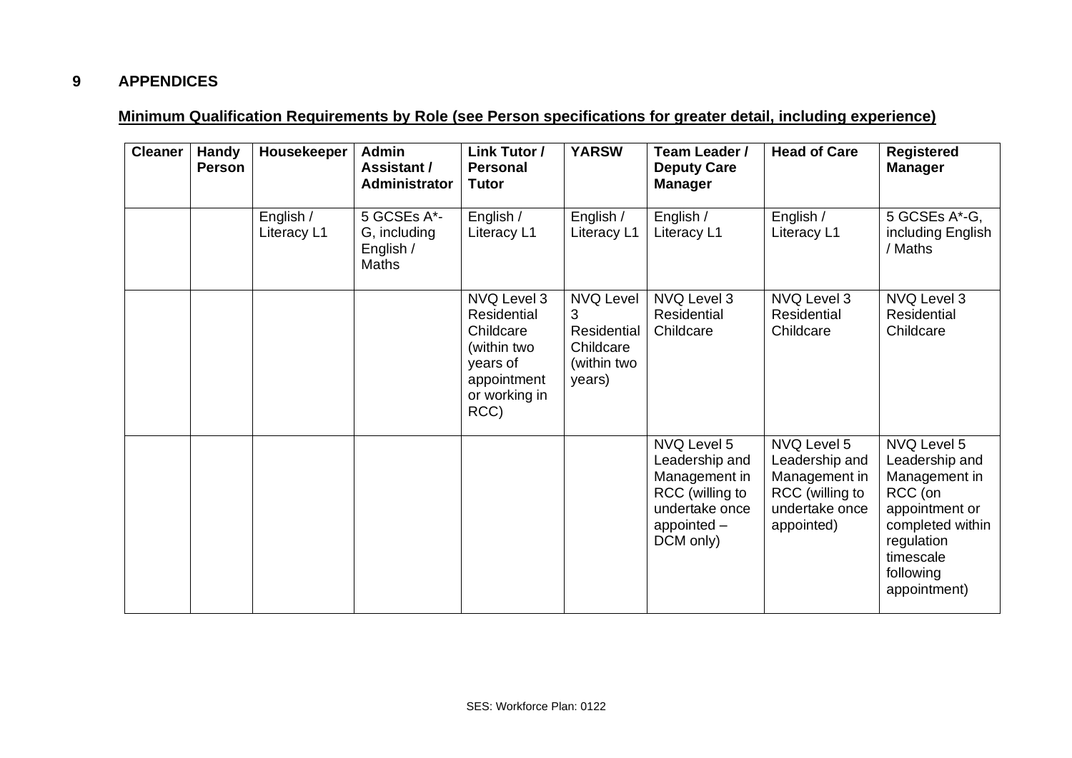## 9 APPENDICES

**Minimum Qualification Requirements by Role (see Person specifications for greater detail, including experience)**

| Cleaner | Handy Person | Housekeeper | Admin Assistant / Administrator | Link Tutor / Personal Tutor | YARSW | Team Leader / Deputy Care Manager | Head of Care | Registered Manager |
|---|---|---|---|---|---|---|---|---|
| | | English / Literacy L1 | 5 GCSEs A*-G, including English / Maths | English / Literacy L1 | English / Literacy L1 | English / Literacy L1 | English / Literacy L1 | 5 GCSEs A*-G, including English / Maths |
| | | | | NVQ Level 3 Residential Childcare (within two years of appointment or working in RCC) | NVQ Level 3 Residential Childcare (within two years) | NVQ Level 3 Residential Childcare | NVQ Level 3 Residential Childcare | NVQ Level 3 Residential Childcare |
| | | | | | | NVQ Level 5 Leadership and Management in RCC (willing to undertake once appointed – DCM only) | NVQ Level 5 Leadership and Management in RCC (willing to undertake once appointed) | NVQ Level 5 Leadership and Management in RCC (on appointment or completed within regulation timescale following appointment) |

SES: Workforce Plan: 0122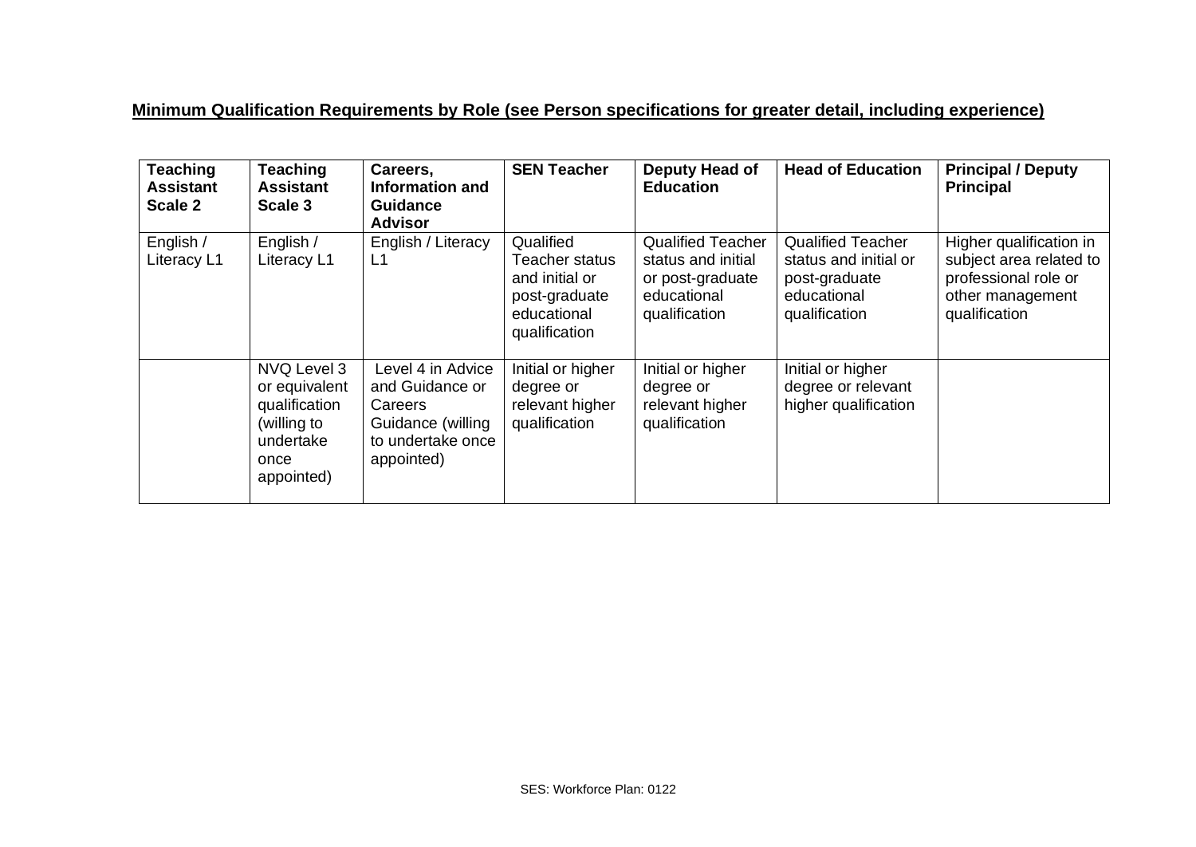**Minimum Qualification Requirements by Role (see Person specifications for greater detail, including experience)**

| Teaching Assistant Scale 2 | Teaching Assistant Scale 3 | Careers, Information and Guidance Advisor | SEN Teacher | Deputy Head of Education | Head of Education | Principal / Deputy Principal |
|---|---|---|---|---|---|---|
| English / Literacy L1 | English / Literacy L1 | English / Literacy L1 | Qualified Teacher status and initial or post-graduate educational qualification | Qualified Teacher status and initial or post-graduate educational qualification | Qualified Teacher status and initial or post-graduate educational qualification | Higher qualification in subject area related to professional role or other management qualification |
| | NVQ Level 3 or equivalent qualification (willing to undertake once appointed) | Level 4 in Advice and Guidance or Careers Guidance (willing to undertake once appointed) | Initial or higher degree or relevant higher qualification | Initial or higher degree or relevant higher qualification | Initial or higher degree or relevant higher qualification | |

SES: Workforce Plan: 0122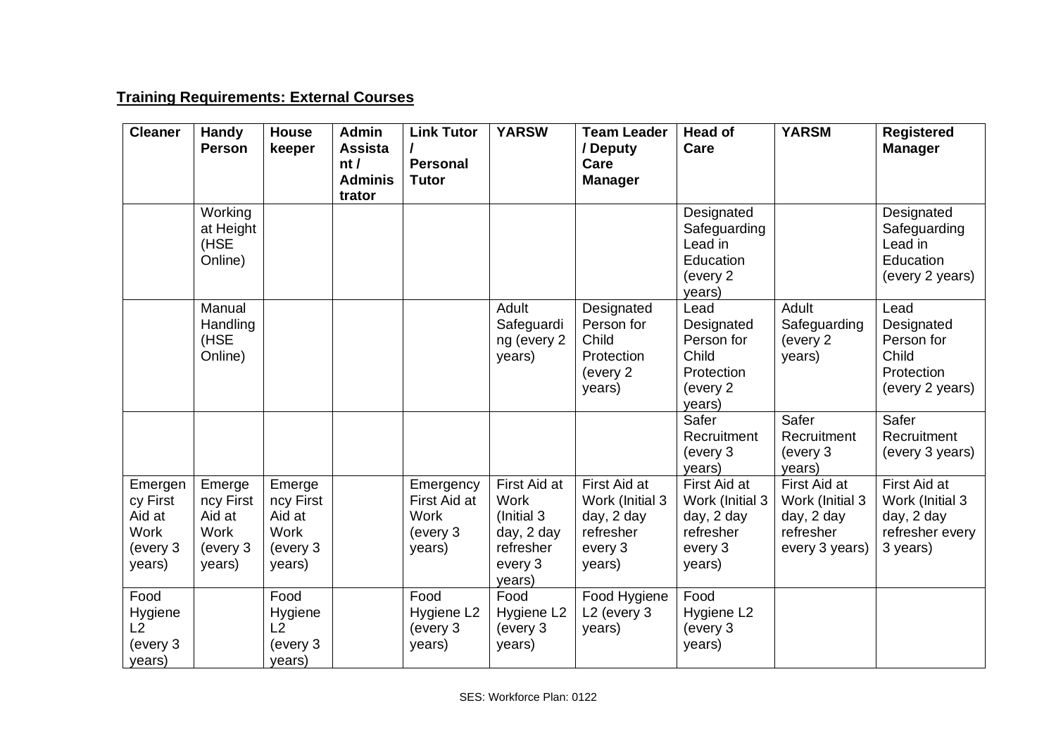## Training Requirements: External Courses

| Cleaner | Handy Person | House keeper | Admin Assistant / Administrator | Link Tutor / Personal Tutor | YARSW | Team Leader / Deputy Care Manager | Head of Care | YARSM | Registered Manager |
|---|---|---|---|---|---|---|---|---|---|
| | Working at Height (HSE Online) | | | | | | Designated Safeguarding Lead in Education (every 2 years) | | Designated Safeguarding Lead in Education (every 2 years) |
| | Manual Handling (HSE Online) | | | | Adult Safeguarding (every 2 years) | Designated Person for Child Protection (every 2 years) | Lead Designated Person for Child Protection (every 2 years) | Adult Safeguarding (every 2 years) | Lead Designated Person for Child Protection (every 2 years) |
| | | | | | | | Safer Recruitment (every 3 years) | Safer Recruitment (every 3 years) | Safer Recruitment (every 3 years) |
| Emergency First Aid at Work (every 3 years) | Emergency First Aid at Work (every 3 years) | Emergency First Aid at Work (every 3 years) | | Emergency First Aid at Work (every 3 years) | First Aid at Work (Initial 3 day, 2 day refresher every 3 years) | First Aid at Work (Initial 3 day, 2 day refresher every 3 years) | First Aid at Work (Initial 3 day, 2 day refresher every 3 years) | First Aid at Work (Initial 3 day, 2 day refresher every 3 years) | First Aid at Work (Initial 3 day, 2 day refresher every 3 years) |
| Food Hygiene L2 (every 3 years) | | Food Hygiene L2 (every 3 years) | | Food Hygiene L2 (every 3 years) | Food Hygiene L2 (every 3 years) | Food Hygiene L2 (every 3 years) | Food Hygiene L2 (every 3 years) | | |

SES: Workforce Plan: 0122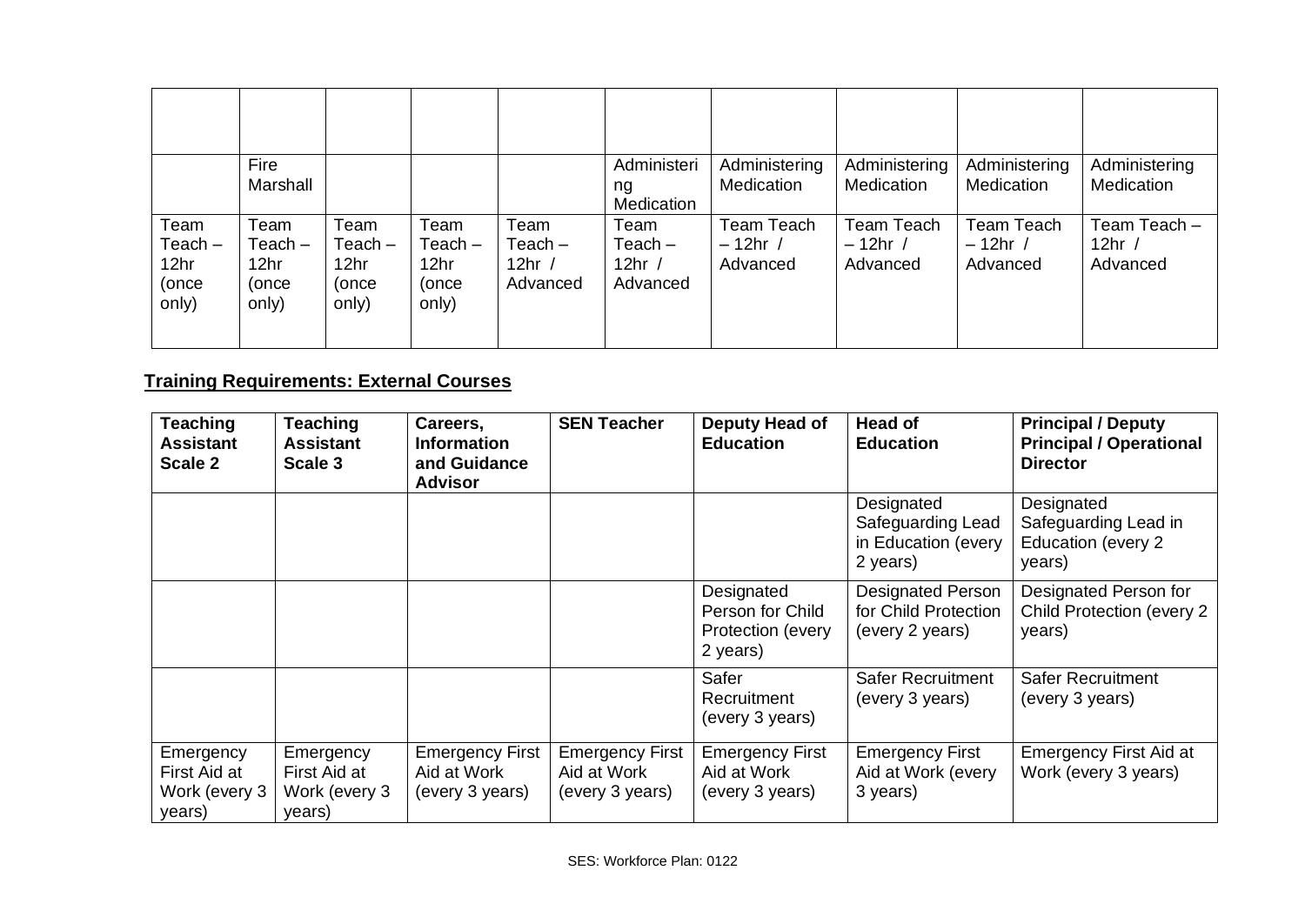| | | | | | | | | | |
|---|---|---|---|---|---|---|---|---|---|
| | | | | | | | | | |
| | Fire Marshall | | | | Administering Medication | Administering Medication | Administering Medication | Administering Medication | Administering Medication |
| Team Teach – 12hr (once only) | Team Teach – 12hr (once only) | Team Teach – 12hr (once only) | Team Teach – 12hr (once only) | Team Teach – 12hr / Advanced | Team Teach – 12hr / Advanced | Team Teach – 12hr / Advanced | Team Teach – 12hr / Advanced | Team Teach – 12hr / Advanced | Team Teach – 12hr / Advanced |

**Training Requirements: External Courses**

| Teaching Assistant Scale 2 | Teaching Assistant Scale 3 | Careers, Information and Guidance Advisor | SEN Teacher | Deputy Head of Education | Head of Education | Principal / Deputy Principal / Operational Director |
|---|---|---|---|---|---|---|
| | | | | | Designated Safeguarding Lead in Education (every 2 years) | Designated Safeguarding Lead in Education (every 2 years) |
| | | | | Designated Person for Child Protection (every 2 years) | Designated Person for Child Protection (every 2 years) | Designated Person for Child Protection (every 2 years) |
| | | | | Safer Recruitment (every 3 years) | Safer Recruitment (every 3 years) | Safer Recruitment (every 3 years) |
| Emergency First Aid at Work (every 3 years) | Emergency First Aid at Work (every 3 years) | Emergency First Aid at Work (every 3 years) | Emergency First Aid at Work (every 3 years) | Emergency First Aid at Work (every 3 years) | Emergency First Aid at Work (every 3 years) | Emergency First Aid at Work (every 3 years) |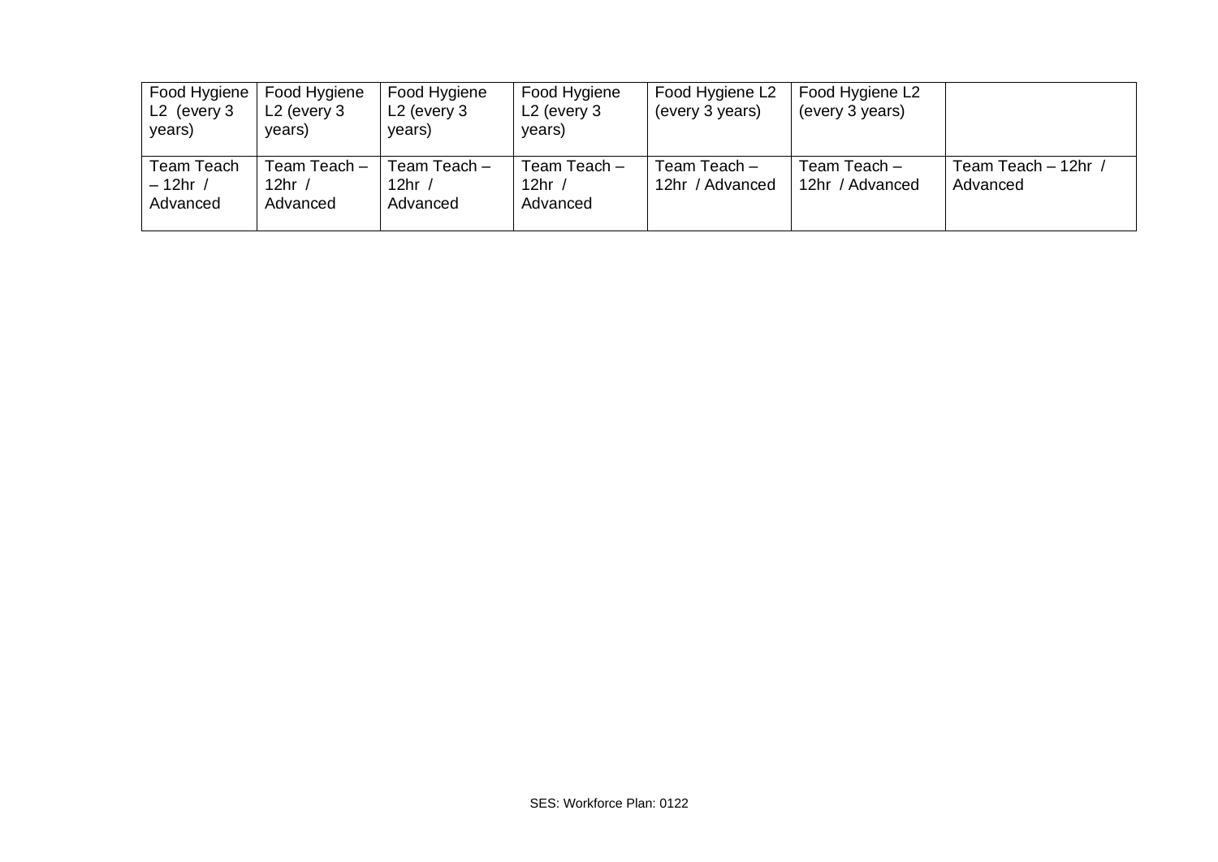| Food Hygiene L2 (every 3 years) | Food Hygiene L2 (every 3 years) | Food Hygiene L2 (every 3 years) | Food Hygiene L2 (every 3 years) | Food Hygiene L2 (every 3 years) | Food Hygiene L2 (every 3 years) | |
|---|---|---|---|---|---|---|
| Team Teach – 12hr / Advanced | Team Teach – 12hr / Advanced | Team Teach – 12hr / Advanced | Team Teach – 12hr / Advanced | Team Teach – 12hr / Advanced | Team Teach – 12hr / Advanced | Team Teach – 12hr / Advanced |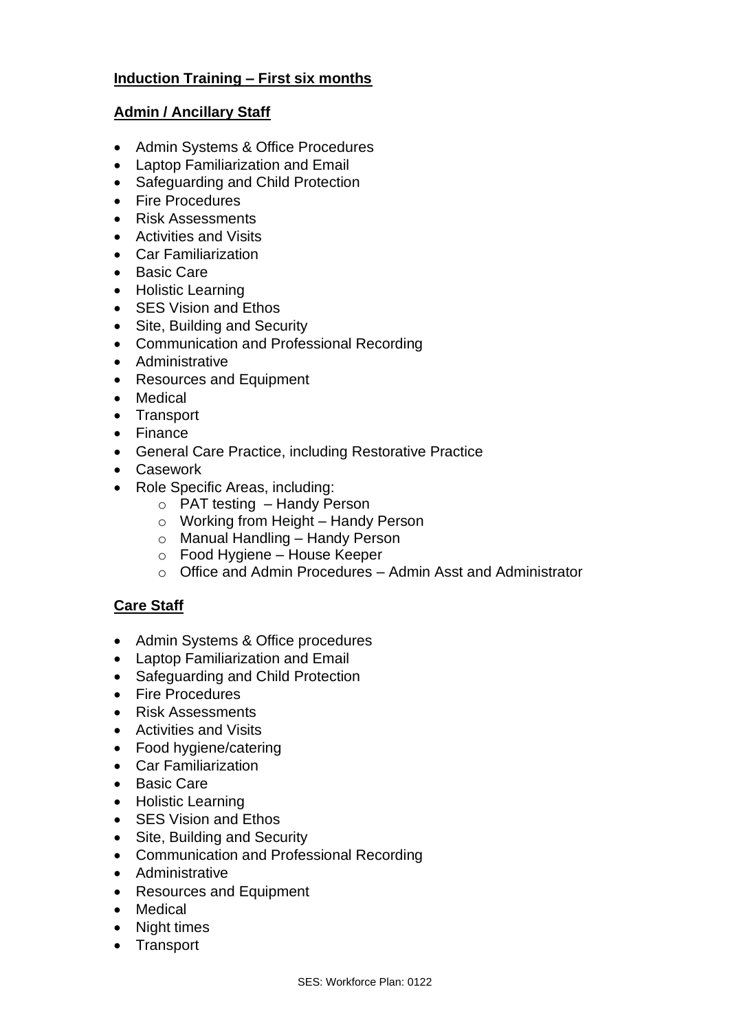**Induction Training – First six months**

**Admin / Ancillary Staff**

- Admin Systems & Office Procedures
- Laptop Familiarization and Email
- Safeguarding and Child Protection
- Fire Procedures
- Risk Assessments
- Activities and Visits
- Car Familiarization
- Basic Care
- Holistic Learning
- SES Vision and Ethos
- Site, Building and Security
- Communication and Professional Recording
- Administrative
- Resources and Equipment
- Medical
- Transport
- Finance
- General Care Practice, including Restorative Practice
- Casework
- Role Specific Areas, including:
    - PAT testing – Handy Person
    - Working from Height – Handy Person
    - Manual Handling – Handy Person
    - Food Hygiene – House Keeper
    - Office and Admin Procedures – Admin Asst and Administrator

**Care Staff**

- Admin Systems & Office procedures
- Laptop Familiarization and Email
- Safeguarding and Child Protection
- Fire Procedures
- Risk Assessments
- Activities and Visits
- Food hygiene/catering
- Car Familiarization
- Basic Care
- Holistic Learning
- SES Vision and Ethos
- Site, Building and Security
- Communication and Professional Recording
- Administrative
- Resources and Equipment
- Medical
- Night times
- Transport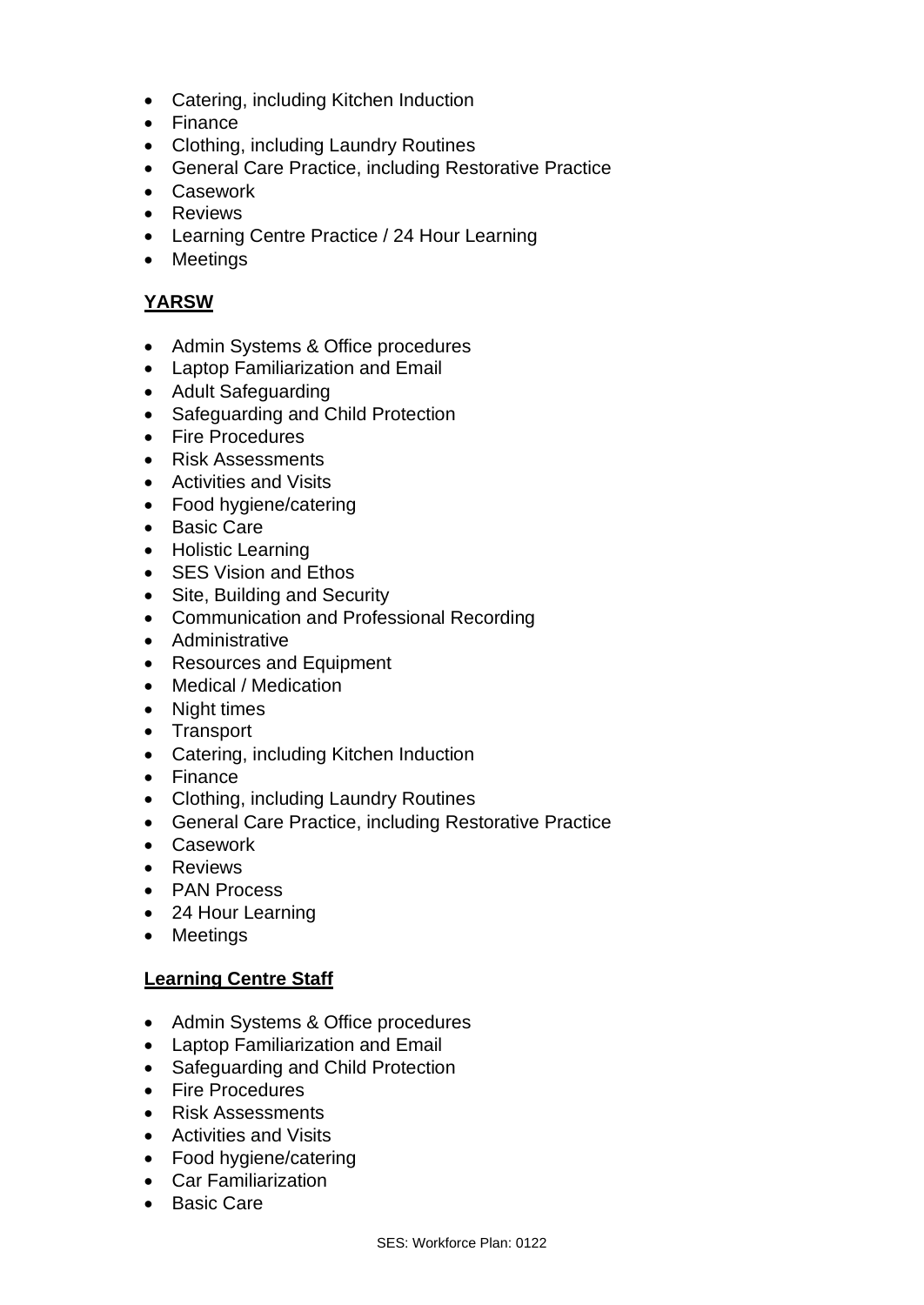- Catering, including Kitchen Induction
- Finance
- Clothing, including Laundry Routines
- General Care Practice, including Restorative Practice
- Casework
- Reviews
- Learning Centre Practice / 24 Hour Learning
- Meetings

**YARSW**

- Admin Systems & Office procedures
- Laptop Familiarization and Email
- Adult Safeguarding
- Safeguarding and Child Protection
- Fire Procedures
- Risk Assessments
- Activities and Visits
- Food hygiene/catering
- Basic Care
- Holistic Learning
- SES Vision and Ethos
- Site, Building and Security
- Communication and Professional Recording
- Administrative
- Resources and Equipment
- Medical / Medication
- Night times
- Transport
- Catering, including Kitchen Induction
- Finance
- Clothing, including Laundry Routines
- General Care Practice, including Restorative Practice
- Casework
- Reviews
- PAN Process
- 24 Hour Learning
- Meetings

**Learning Centre Staff**

- Admin Systems & Office procedures
- Laptop Familiarization and Email
- Safeguarding and Child Protection
- Fire Procedures
- Risk Assessments
- Activities and Visits
- Food hygiene/catering
- Car Familiarization
- Basic Care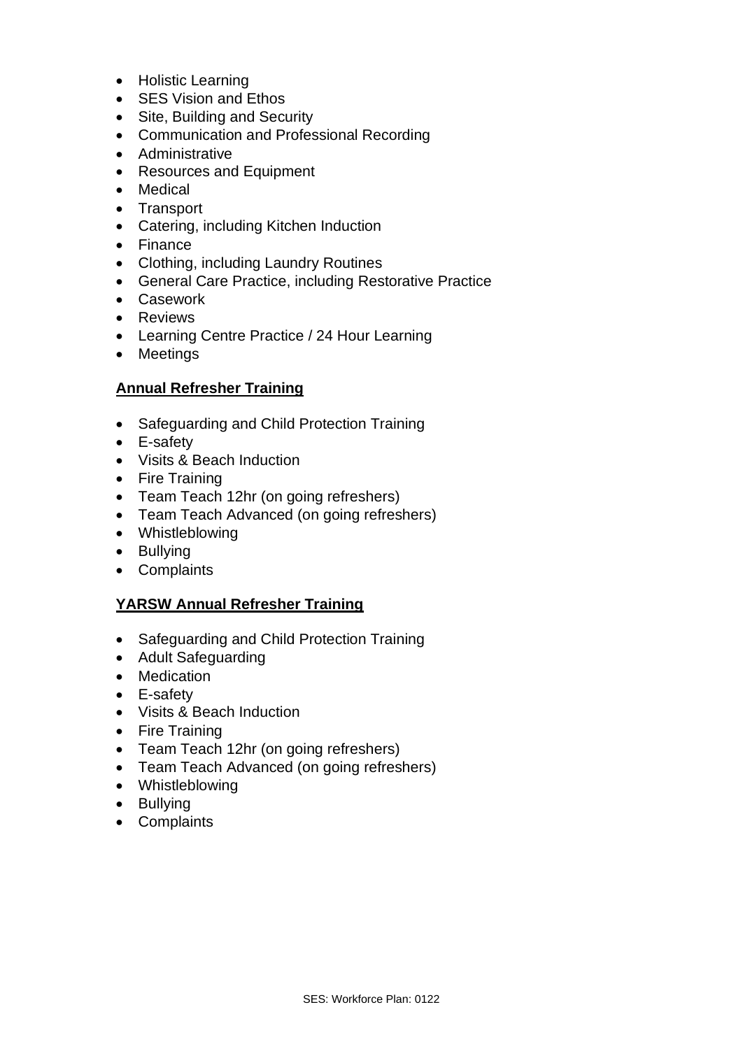- Holistic Learning
- SES Vision and Ethos
- Site, Building and Security
- Communication and Professional Recording
- Administrative
- Resources and Equipment
- Medical
- Transport
- Catering, including Kitchen Induction
- Finance
- Clothing, including Laundry Routines
- General Care Practice, including Restorative Practice
- Casework
- Reviews
- Learning Centre Practice / 24 Hour Learning
- Meetings

**Annual Refresher Training**

- Safeguarding and Child Protection Training
- E-safety
- Visits & Beach Induction
- Fire Training
- Team Teach 12hr (on going refreshers)
- Team Teach Advanced (on going refreshers)
- Whistleblowing
- Bullying
- Complaints

**YARSW Annual Refresher Training**

- Safeguarding and Child Protection Training
- Adult Safeguarding
- Medication
- E-safety
- Visits & Beach Induction
- Fire Training
- Team Teach 12hr (on going refreshers)
- Team Teach Advanced (on going refreshers)
- Whistleblowing
- Bullying
- Complaints